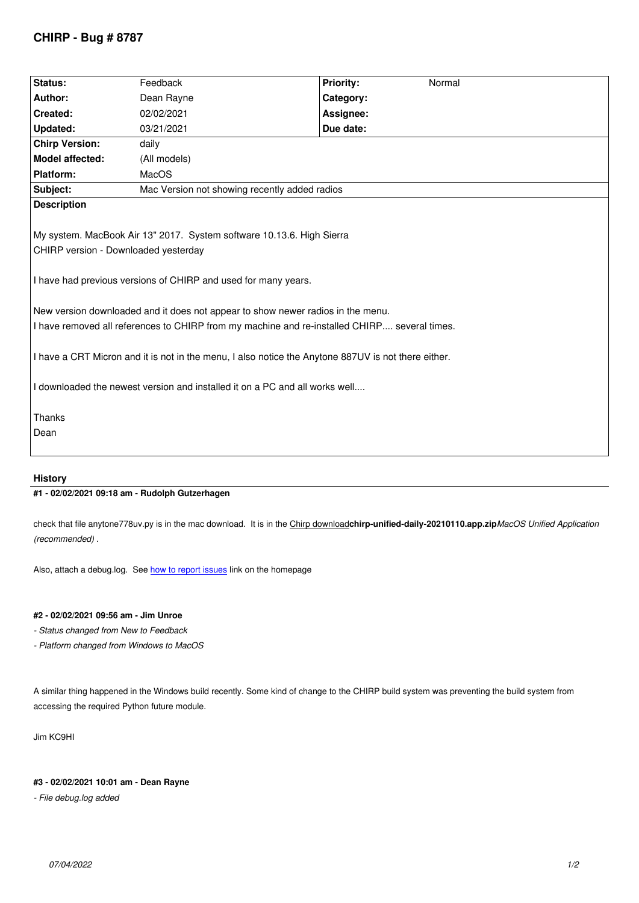# CHIRP - Bug # 8787

| Status: | Feedback | Priority: | Normal |
|---|---|---|---|
| Author: | Dean Rayne | Category: | |
| Created: | 02/02/2021 | Assignee: | |
| Updated: | 03/21/2021 | Due date: | |
| Chirp Version: | daily | | |
| Model affected: | (All models) | | |
| Platform: | MacOS | | |
| Subject: | Mac Version not showing recently added radios | | |

**Description**

My system. MacBook Air 13" 2017. System software 10.13.6. High Sierra
CHIRP version - Downloaded yesterday

I have had previous versions of CHIRP and used for many years.

New version downloaded and it does not appear to show newer radios in the menu.
I have removed all references to CHIRP from my machine and re-installed CHIRP.... several times.

I have a CRT Micron and it is not in the menu, I also notice the Anytone 887UV is not there either.

I downloaded the newest version and installed it on a PC and all works well....

Thanks
Dean

## History

### #1 - 02/02/2021 09:18 am - Rudolph Gutzerhagen

check that file anytone778uv.py is in the mac download. It is in the Chirp download**chirp-unified-daily-20210110.app.zip***MacOS Unified Application (recommended)* .

Also, attach a debug.log. See how to report issues link on the homepage

### #2 - 02/02/2021 09:56 am - Jim Unroe

*- Status changed from New to Feedback*
*- Platform changed from Windows to MacOS*

A similar thing happened in the Windows build recently. Some kind of change to the CHIRP build system was preventing the build system from accessing the required Python future module.

Jim KC9HI

### #3 - 02/02/2021 10:01 am - Dean Rayne

*- File debug.log added*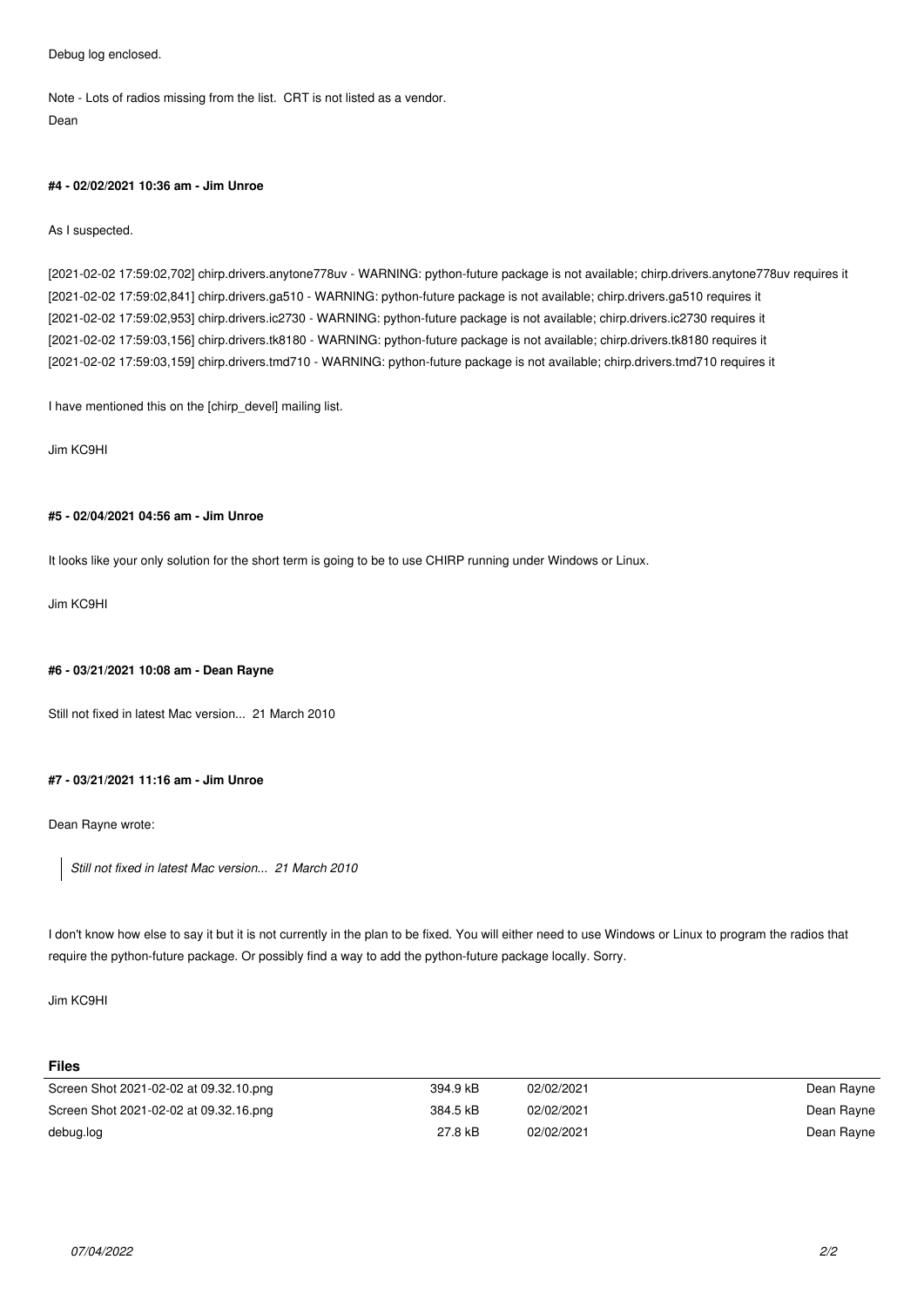Debug log enclosed.

Note - Lots of radios missing from the list.  CRT is not listed as a vendor.
Dean

#### #4 - 02/02/2021 10:36 am - Jim Unroe

As I suspected.

[2021-02-02 17:59:02,702] chirp.drivers.anytone778uv - WARNING: python-future package is not available; chirp.drivers.anytone778uv requires it
[2021-02-02 17:59:02,841] chirp.drivers.ga510 - WARNING: python-future package is not available; chirp.drivers.ga510 requires it
[2021-02-02 17:59:02,953] chirp.drivers.ic2730 - WARNING: python-future package is not available; chirp.drivers.ic2730 requires it
[2021-02-02 17:59:03,156] chirp.drivers.tk8180 - WARNING: python-future package is not available; chirp.drivers.tk8180 requires it
[2021-02-02 17:59:03,159] chirp.drivers.tmd710 - WARNING: python-future package is not available; chirp.drivers.tmd710 requires it

I have mentioned this on the [chirp_devel] mailing list.

Jim KC9HI

#### #5 - 02/04/2021 04:56 am - Jim Unroe

It looks like your only solution for the short term is going to be to use CHIRP running under Windows or Linux.

Jim KC9HI

#### #6 - 03/21/2021 10:08 am - Dean Rayne

Still not fixed in latest Mac version...  21 March 2010

#### #7 - 03/21/2021 11:16 am - Jim Unroe

Dean Rayne wrote:

> *Still not fixed in latest Mac version...  21 March 2010*

I don't know how else to say it but it is not currently in the plan to be fixed. You will either need to use Windows or Linux to program the radios that require the python-future package. Or possibly find a way to add the python-future package locally. Sorry.

Jim KC9HI

### Files

| | | | |
|---|---|---|---|
| Screen Shot 2021-02-02 at 09.32.10.png | 394.9 kB | 02/02/2021 | Dean Rayne |
| Screen Shot 2021-02-02 at 09.32.16.png | 384.5 kB | 02/02/2021 | Dean Rayne |
| debug.log | 27.8 kB | 02/02/2021 | Dean Rayne |